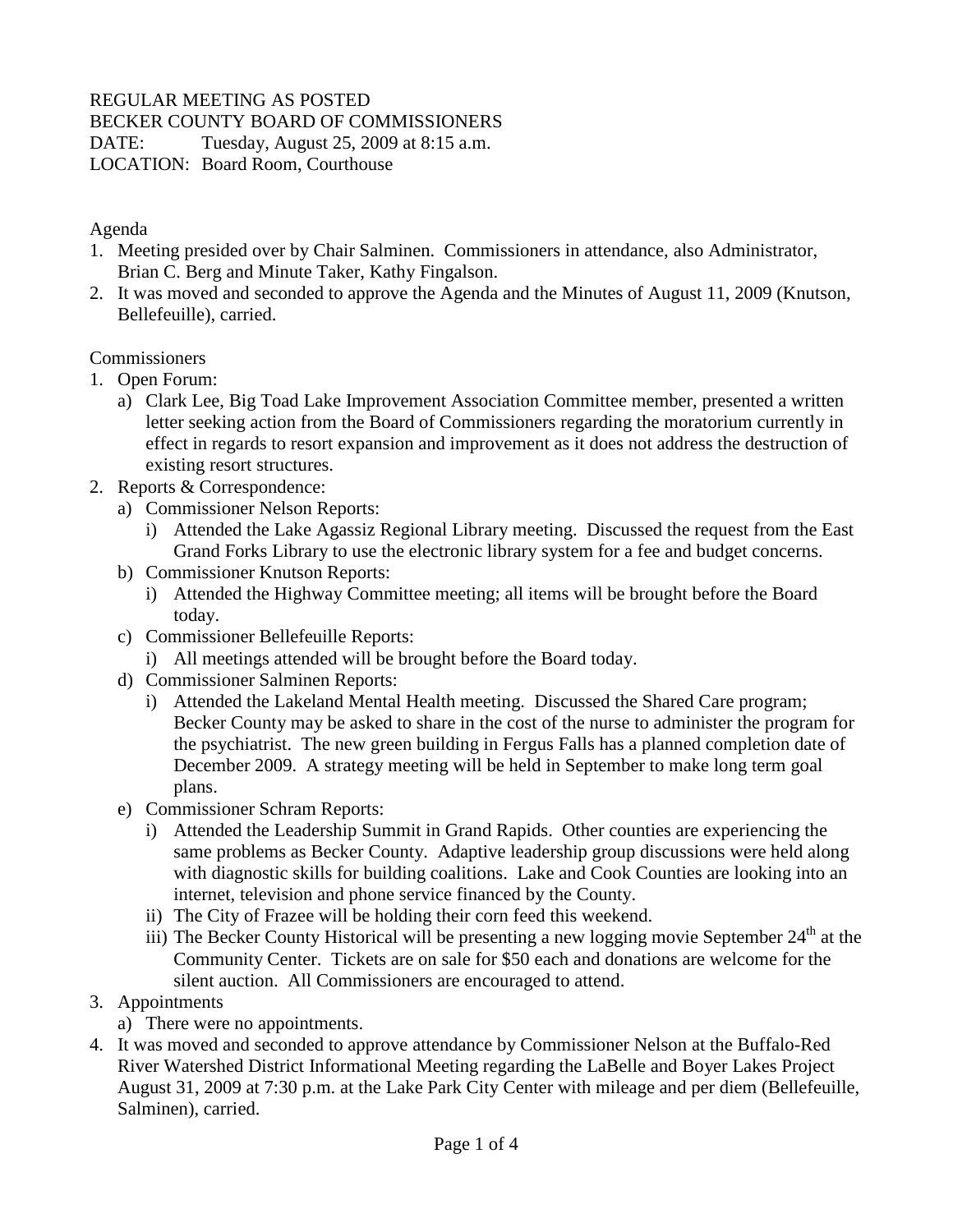REGULAR MEETING AS POSTED
BECKER COUNTY BOARD OF COMMISSIONERS
DATE: Tuesday, August 25, 2009 at 8:15 a.m.
LOCATION: Board Room, Courthouse

Agenda

1. Meeting presided over by Chair Salminen. Commissioners in attendance, also Administrator, Brian C. Berg and Minute Taker, Kathy Fingalson.
2. It was moved and seconded to approve the Agenda and the Minutes of August 11, 2009 (Knutson, Bellefeuille), carried.

Commissioners

1. Open Forum:
   a) Clark Lee, Big Toad Lake Improvement Association Committee member, presented a written letter seeking action from the Board of Commissioners regarding the moratorium currently in effect in regards to resort expansion and improvement as it does not address the destruction of existing resort structures.
2. Reports & Correspondence:
   a) Commissioner Nelson Reports:
      i) Attended the Lake Agassiz Regional Library meeting. Discussed the request from the East Grand Forks Library to use the electronic library system for a fee and budget concerns.
   b) Commissioner Knutson Reports:
      i) Attended the Highway Committee meeting; all items will be brought before the Board today.
   c) Commissioner Bellefeuille Reports:
      i) All meetings attended will be brought before the Board today.
   d) Commissioner Salminen Reports:
      i) Attended the Lakeland Mental Health meeting. Discussed the Shared Care program; Becker County may be asked to share in the cost of the nurse to administer the program for the psychiatrist. The new green building in Fergus Falls has a planned completion date of December 2009. A strategy meeting will be held in September to make long term goal plans.
   e) Commissioner Schram Reports:
      i) Attended the Leadership Summit in Grand Rapids. Other counties are experiencing the same problems as Becker County. Adaptive leadership group discussions were held along with diagnostic skills for building coalitions. Lake and Cook Counties are looking into an internet, television and phone service financed by the County.
      ii) The City of Frazee will be holding their corn feed this weekend.
      iii) The Becker County Historical will be presenting a new logging movie September 24th at the Community Center. Tickets are on sale for $50 each and donations are welcome for the silent auction. All Commissioners are encouraged to attend.
3. Appointments
   a) There were no appointments.
4. It was moved and seconded to approve attendance by Commissioner Nelson at the Buffalo-Red River Watershed District Informational Meeting regarding the LaBelle and Boyer Lakes Project August 31, 2009 at 7:30 p.m. at the Lake Park City Center with mileage and per diem (Bellefeuille, Salminen), carried.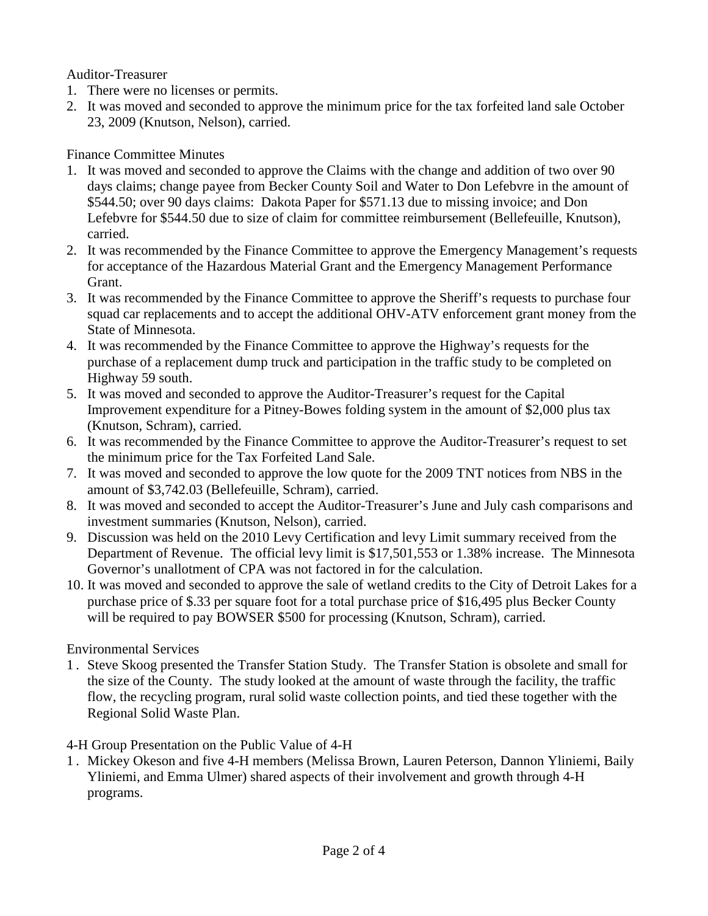Auditor-Treasurer

1. There were no licenses or permits.
2. It was moved and seconded to approve the minimum price for the tax forfeited land sale October 23, 2009 (Knutson, Nelson), carried.

Finance Committee Minutes

1. It was moved and seconded to approve the Claims with the change and addition of two over 90 days claims; change payee from Becker County Soil and Water to Don Lefebvre in the amount of $544.50; over 90 days claims: Dakota Paper for $571.13 due to missing invoice; and Don Lefebvre for $544.50 due to size of claim for committee reimbursement (Bellefeuille, Knutson), carried.
2. It was recommended by the Finance Committee to approve the Emergency Management's requests for acceptance of the Hazardous Material Grant and the Emergency Management Performance Grant.
3. It was recommended by the Finance Committee to approve the Sheriff's requests to purchase four squad car replacements and to accept the additional OHV-ATV enforcement grant money from the State of Minnesota.
4. It was recommended by the Finance Committee to approve the Highway's requests for the purchase of a replacement dump truck and participation in the traffic study to be completed on Highway 59 south.
5. It was moved and seconded to approve the Auditor-Treasurer's request for the Capital Improvement expenditure for a Pitney-Bowes folding system in the amount of $2,000 plus tax (Knutson, Schram), carried.
6. It was recommended by the Finance Committee to approve the Auditor-Treasurer's request to set the minimum price for the Tax Forfeited Land Sale.
7. It was moved and seconded to approve the low quote for the 2009 TNT notices from NBS in the amount of $3,742.03 (Bellefeuille, Schram), carried.
8. It was moved and seconded to accept the Auditor-Treasurer's June and July cash comparisons and investment summaries (Knutson, Nelson), carried.
9. Discussion was held on the 2010 Levy Certification and levy Limit summary received from the Department of Revenue. The official levy limit is $17,501,553 or 1.38% increase. The Minnesota Governor's unallotment of CPA was not factored in for the calculation.
10. It was moved and seconded to approve the sale of wetland credits to the City of Detroit Lakes for a purchase price of $.33 per square foot for a total purchase price of $16,495 plus Becker County will be required to pay BOWSER $500 for processing (Knutson, Schram), carried.

Environmental Services

1. Steve Skoog presented the Transfer Station Study. The Transfer Station is obsolete and small for the size of the County. The study looked at the amount of waste through the facility, the traffic flow, the recycling program, rural solid waste collection points, and tied these together with the Regional Solid Waste Plan.

4-H Group Presentation on the Public Value of 4-H

1. Mickey Okeson and five 4-H members (Melissa Brown, Lauren Peterson, Dannon Yliniemi, Baily Yliniemi, and Emma Ulmer) shared aspects of their involvement and growth through 4-H programs.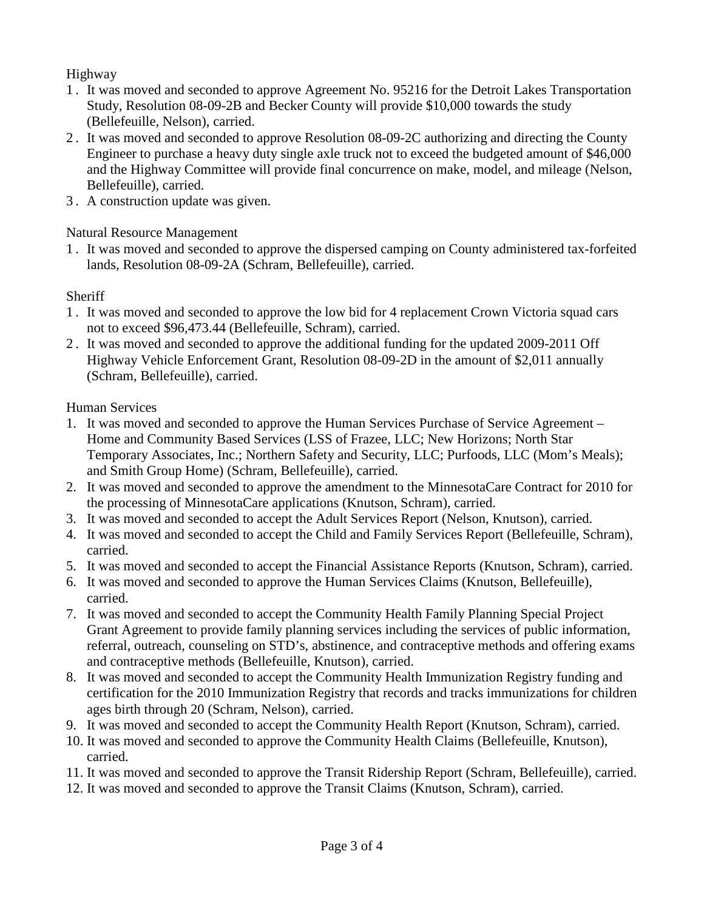Highway

1. It was moved and seconded to approve Agreement No. 95216 for the Detroit Lakes Transportation Study, Resolution 08-09-2B and Becker County will provide $10,000 towards the study (Bellefeuille, Nelson), carried.
2. It was moved and seconded to approve Resolution 08-09-2C authorizing and directing the County Engineer to purchase a heavy duty single axle truck not to exceed the budgeted amount of $46,000 and the Highway Committee will provide final concurrence on make, model, and mileage (Nelson, Bellefeuille), carried.
3. A construction update was given.

Natural Resource Management

1. It was moved and seconded to approve the dispersed camping on County administered tax-forfeited lands, Resolution 08-09-2A (Schram, Bellefeuille), carried.

Sheriff

1. It was moved and seconded to approve the low bid for 4 replacement Crown Victoria squad cars not to exceed $96,473.44 (Bellefeuille, Schram), carried.
2. It was moved and seconded to approve the additional funding for the updated 2009-2011 Off Highway Vehicle Enforcement Grant, Resolution 08-09-2D in the amount of $2,011 annually (Schram, Bellefeuille), carried.

Human Services

1. It was moved and seconded to approve the Human Services Purchase of Service Agreement – Home and Community Based Services (LSS of Frazee, LLC; New Horizons; North Star Temporary Associates, Inc.; Northern Safety and Security, LLC; Purfoods, LLC (Mom's Meals); and Smith Group Home) (Schram, Bellefeuille), carried.
2. It was moved and seconded to approve the amendment to the MinnesotaCare Contract for 2010 for the processing of MinnesotaCare applications (Knutson, Schram), carried.
3. It was moved and seconded to accept the Adult Services Report (Nelson, Knutson), carried.
4. It was moved and seconded to accept the Child and Family Services Report (Bellefeuille, Schram), carried.
5. It was moved and seconded to accept the Financial Assistance Reports (Knutson, Schram), carried.
6. It was moved and seconded to approve the Human Services Claims (Knutson, Bellefeuille), carried.
7. It was moved and seconded to accept the Community Health Family Planning Special Project Grant Agreement to provide family planning services including the services of public information, referral, outreach, counseling on STD's, abstinence, and contraceptive methods and offering exams and contraceptive methods (Bellefeuille, Knutson), carried.
8. It was moved and seconded to accept the Community Health Immunization Registry funding and certification for the 2010 Immunization Registry that records and tracks immunizations for children ages birth through 20 (Schram, Nelson), carried.
9. It was moved and seconded to accept the Community Health Report (Knutson, Schram), carried.
10. It was moved and seconded to approve the Community Health Claims (Bellefeuille, Knutson), carried.
11. It was moved and seconded to approve the Transit Ridership Report (Schram, Bellefeuille), carried.
12. It was moved and seconded to approve the Transit Claims (Knutson, Schram), carried.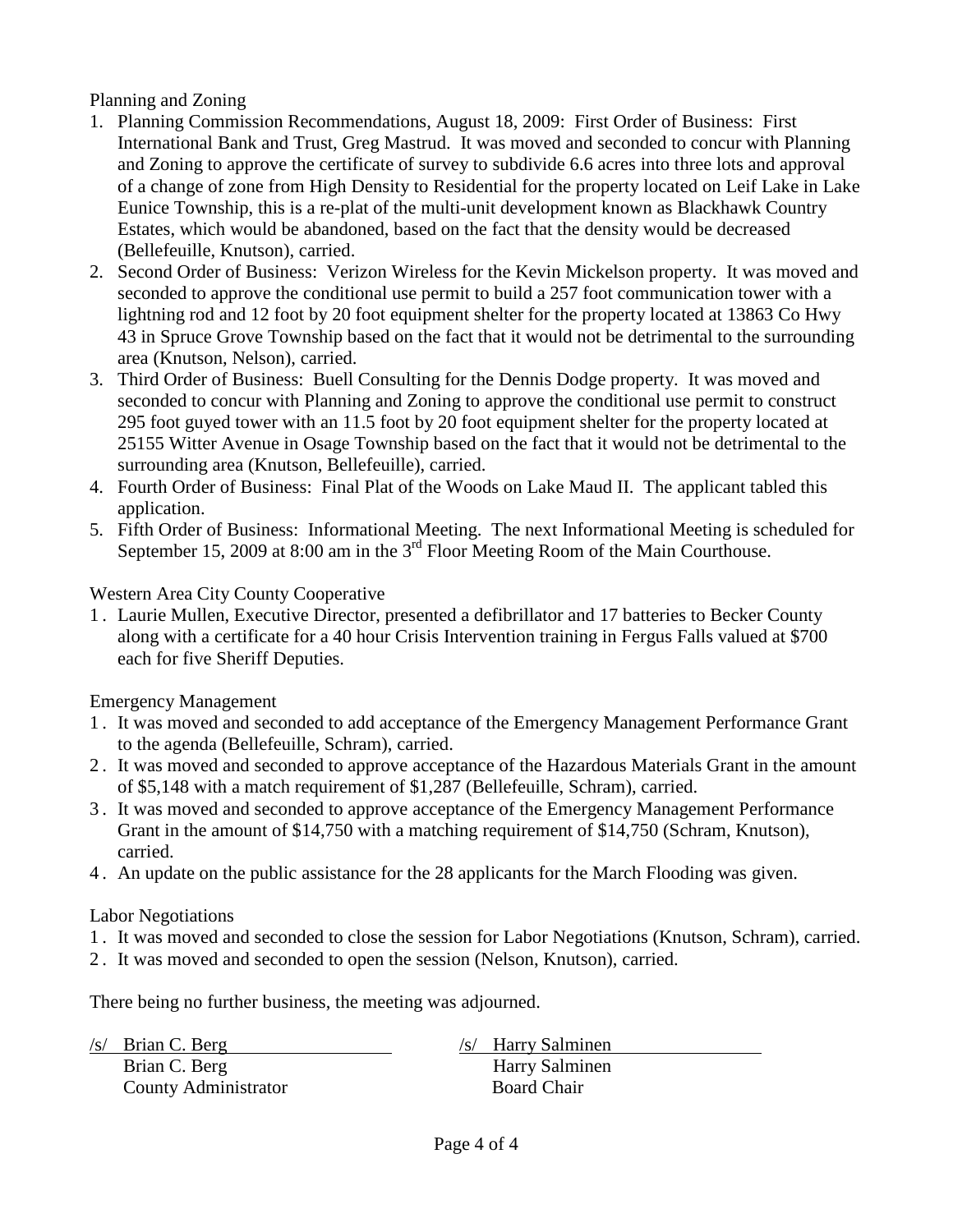Planning and Zoning

1. Planning Commission Recommendations, August 18, 2009: First Order of Business: First International Bank and Trust, Greg Mastrud. It was moved and seconded to concur with Planning and Zoning to approve the certificate of survey to subdivide 6.6 acres into three lots and approval of a change of zone from High Density to Residential for the property located on Leif Lake in Lake Eunice Township, this is a re-plat of the multi-unit development known as Blackhawk Country Estates, which would be abandoned, based on the fact that the density would be decreased (Bellefeuille, Knutson), carried.
2. Second Order of Business: Verizon Wireless for the Kevin Mickelson property. It was moved and seconded to approve the conditional use permit to build a 257 foot communication tower with a lightning rod and 12 foot by 20 foot equipment shelter for the property located at 13863 Co Hwy 43 in Spruce Grove Township based on the fact that it would not be detrimental to the surrounding area (Knutson, Nelson), carried.
3. Third Order of Business: Buell Consulting for the Dennis Dodge property. It was moved and seconded to concur with Planning and Zoning to approve the conditional use permit to construct 295 foot guyed tower with an 11.5 foot by 20 foot equipment shelter for the property located at 25155 Witter Avenue in Osage Township based on the fact that it would not be detrimental to the surrounding area (Knutson, Bellefeuille), carried.
4. Fourth Order of Business: Final Plat of the Woods on Lake Maud II. The applicant tabled this application.
5. Fifth Order of Business: Informational Meeting. The next Informational Meeting is scheduled for September 15, 2009 at 8:00 am in the 3rd Floor Meeting Room of the Main Courthouse.

Western Area City County Cooperative

1. Laurie Mullen, Executive Director, presented a defibrillator and 17 batteries to Becker County along with a certificate for a 40 hour Crisis Intervention training in Fergus Falls valued at $700 each for five Sheriff Deputies.

Emergency Management

1. It was moved and seconded to add acceptance of the Emergency Management Performance Grant to the agenda (Bellefeuille, Schram), carried.
2. It was moved and seconded to approve acceptance of the Hazardous Materials Grant in the amount of $5,148 with a match requirement of $1,287 (Bellefeuille, Schram), carried.
3. It was moved and seconded to approve acceptance of the Emergency Management Performance Grant in the amount of $14,750 with a matching requirement of $14,750 (Schram, Knutson), carried.
4. An update on the public assistance for the 28 applicants for the March Flooding was given.

Labor Negotiations

1. It was moved and seconded to close the session for Labor Negotiations (Knutson, Schram), carried.
2. It was moved and seconded to open the session (Nelson, Knutson), carried.

There being no further business, the meeting was adjourned.

| | |
|---|---|
| /s/ Brian C. Berg | /s/ Harry Salminen |
| Brian C. Berg | Harry Salminen |
| County Administrator | Board Chair |